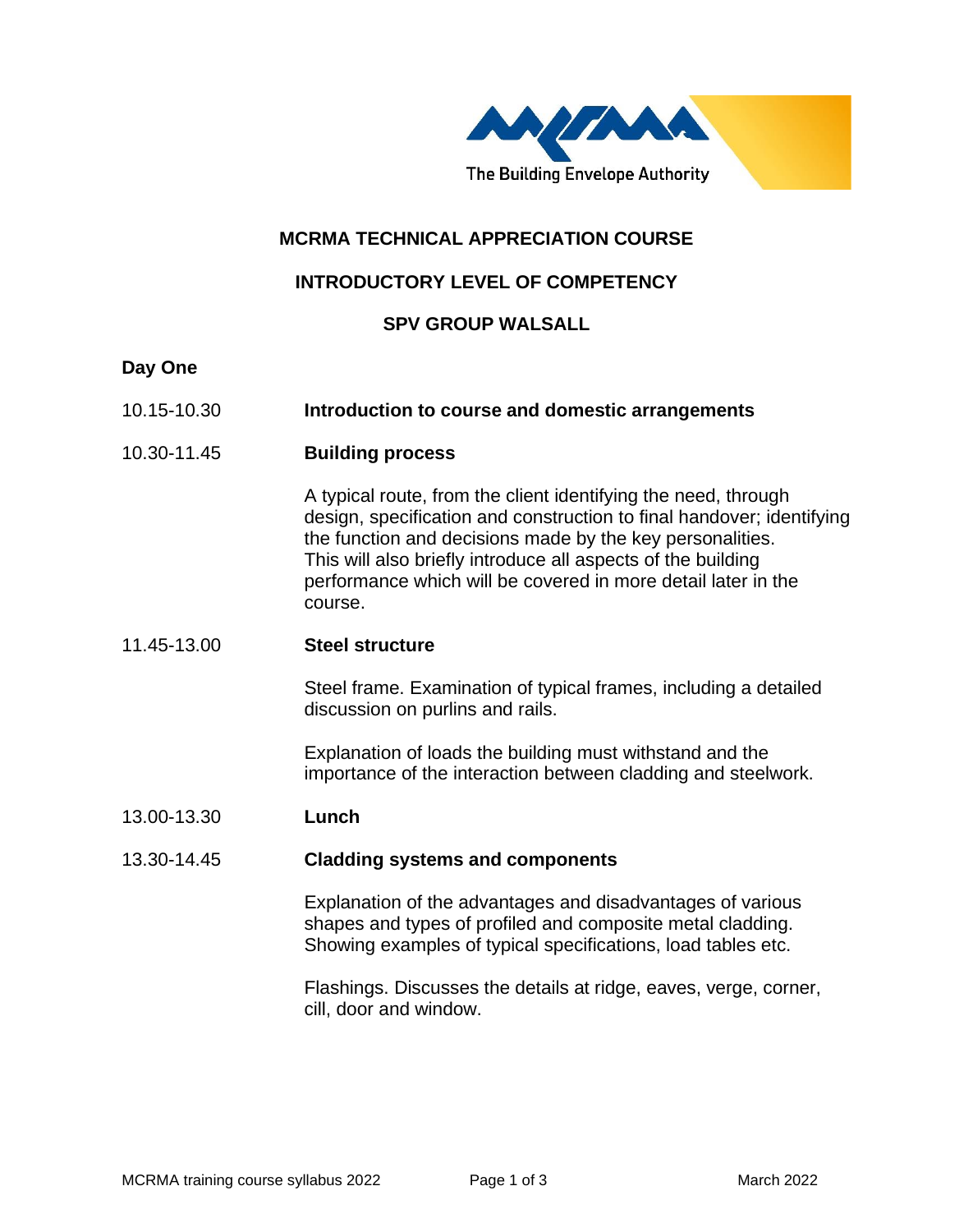The Building Envelope Authority

# MCRMA TECHNICAL APPRECIATION COURSE

## INTRODUCTORY LEVEL OF COMPETENCY

## SPV GROUP WALSALL

### Day One

10.15-10.30 **Introduction to course and domestic arrangements**

10.30-11.45 **Building process**

A typical route, from the client identifying the need, through design, specification and construction to final handover; identifying the function and decisions made by the key personalities. This will also briefly introduce all aspects of the building performance which will be covered in more detail later in the course.

11.45-13.00 **Steel structure**

Steel frame. Examination of typical frames, including a detailed discussion on purlins and rails.

Explanation of loads the building must withstand and the importance of the interaction between cladding and steelwork.

13.00-13.30 **Lunch**

13.30-14.45 **Cladding systems and components**

Explanation of the advantages and disadvantages of various shapes and types of profiled and composite metal cladding. Showing examples of typical specifications, load tables etc.

Flashings. Discusses the details at ridge, eaves, verge, corner, cill, door and window.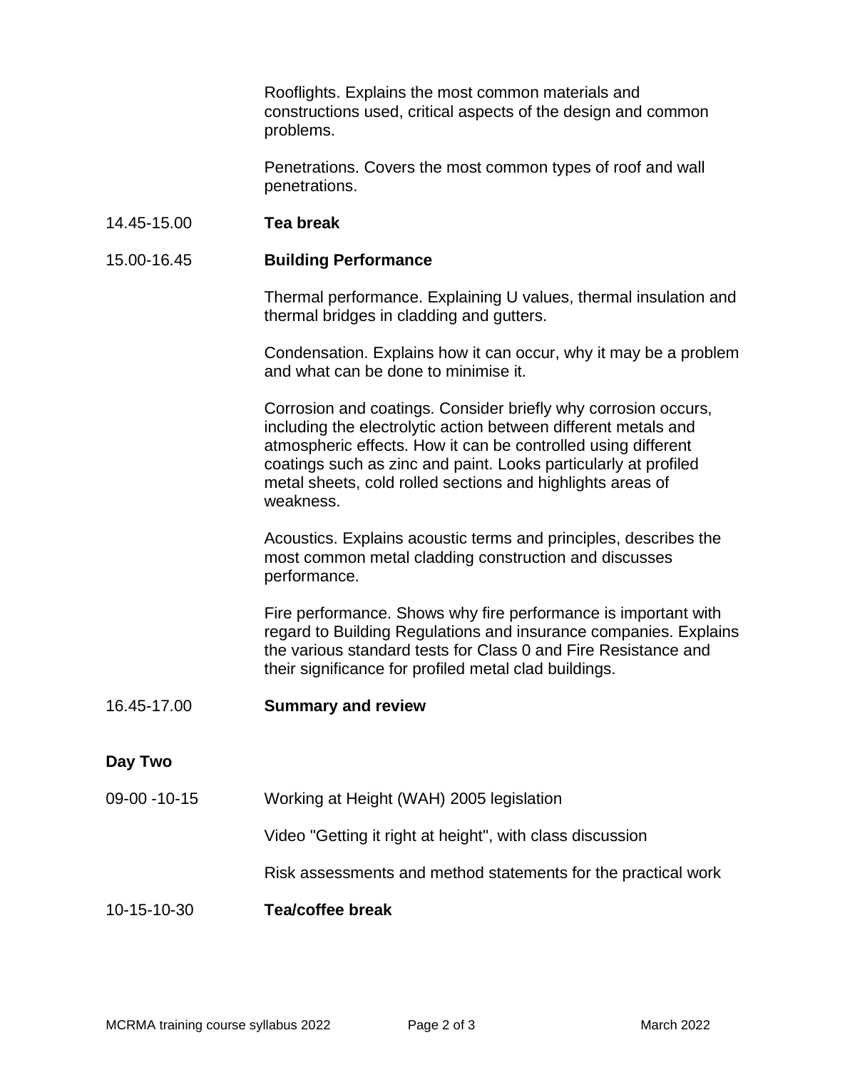Rooflights. Explains the most common materials and constructions used, critical aspects of the design and common problems.

Penetrations. Covers the most common types of roof and wall penetrations.

14.45-15.00 **Tea break**

15.00-16.45 **Building Performance**

Thermal performance. Explaining U values, thermal insulation and thermal bridges in cladding and gutters.

Condensation. Explains how it can occur, why it may be a problem and what can be done to minimise it.

Corrosion and coatings. Consider briefly why corrosion occurs, including the electrolytic action between different metals and atmospheric effects. How it can be controlled using different coatings such as zinc and paint. Looks particularly at profiled metal sheets, cold rolled sections and highlights areas of weakness.

Acoustics. Explains acoustic terms and principles, describes the most common metal cladding construction and discusses performance.

Fire performance. Shows why fire performance is important with regard to Building Regulations and insurance companies. Explains the various standard tests for Class 0 and Fire Resistance and their significance for profiled metal clad buildings.

16.45-17.00 **Summary and review**

**Day Two**

09-00 -10-15 Working at Height (WAH) 2005 legislation

Video "Getting it right at height", with class discussion

Risk assessments and method statements for the practical work

10-15-10-30 **Tea/coffee break**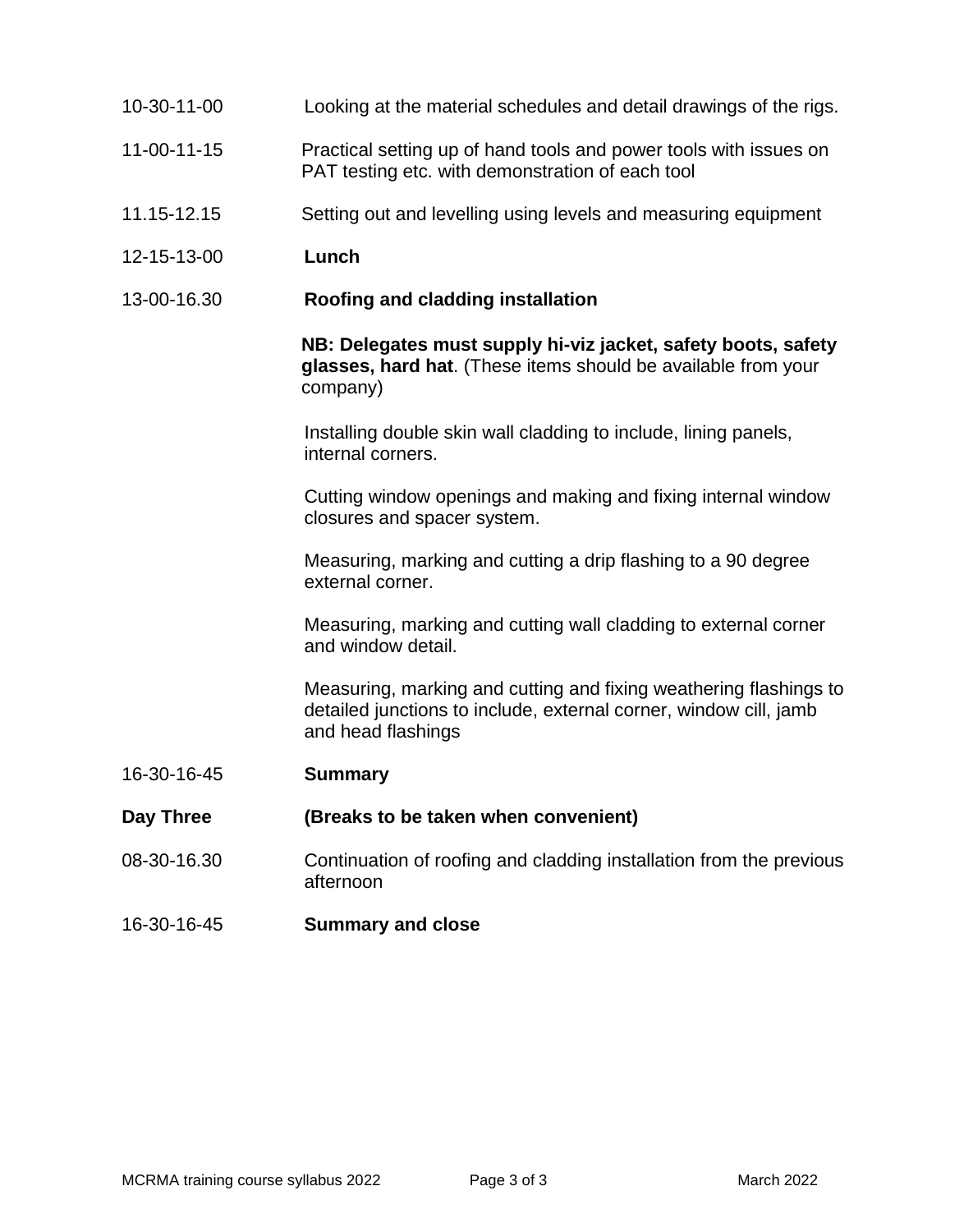10-30-11-00 Looking at the material schedules and detail drawings of the rigs.

11-00-11-15 Practical setting up of hand tools and power tools with issues on PAT testing etc. with demonstration of each tool

11.15-12.15 Setting out and levelling using levels and measuring equipment

12-15-13-00 **Lunch**

13-00-16.30 **Roofing and cladding installation**

**NB: Delegates must supply hi-viz jacket, safety boots, safety glasses, hard hat**. (These items should be available from your company)

Installing double skin wall cladding to include, lining panels, internal corners.

Cutting window openings and making and fixing internal window closures and spacer system.

Measuring, marking and cutting a drip flashing to a 90 degree external corner.

Measuring, marking and cutting wall cladding to external corner and window detail.

Measuring, marking and cutting and fixing weathering flashings to detailed junctions to include, external corner, window cill, jamb and head flashings

16-30-16-45 **Summary**

**Day Three** **(Breaks to be taken when convenient)**

08-30-16.30 Continuation of roofing and cladding installation from the previous afternoon

16-30-16-45 **Summary and close**